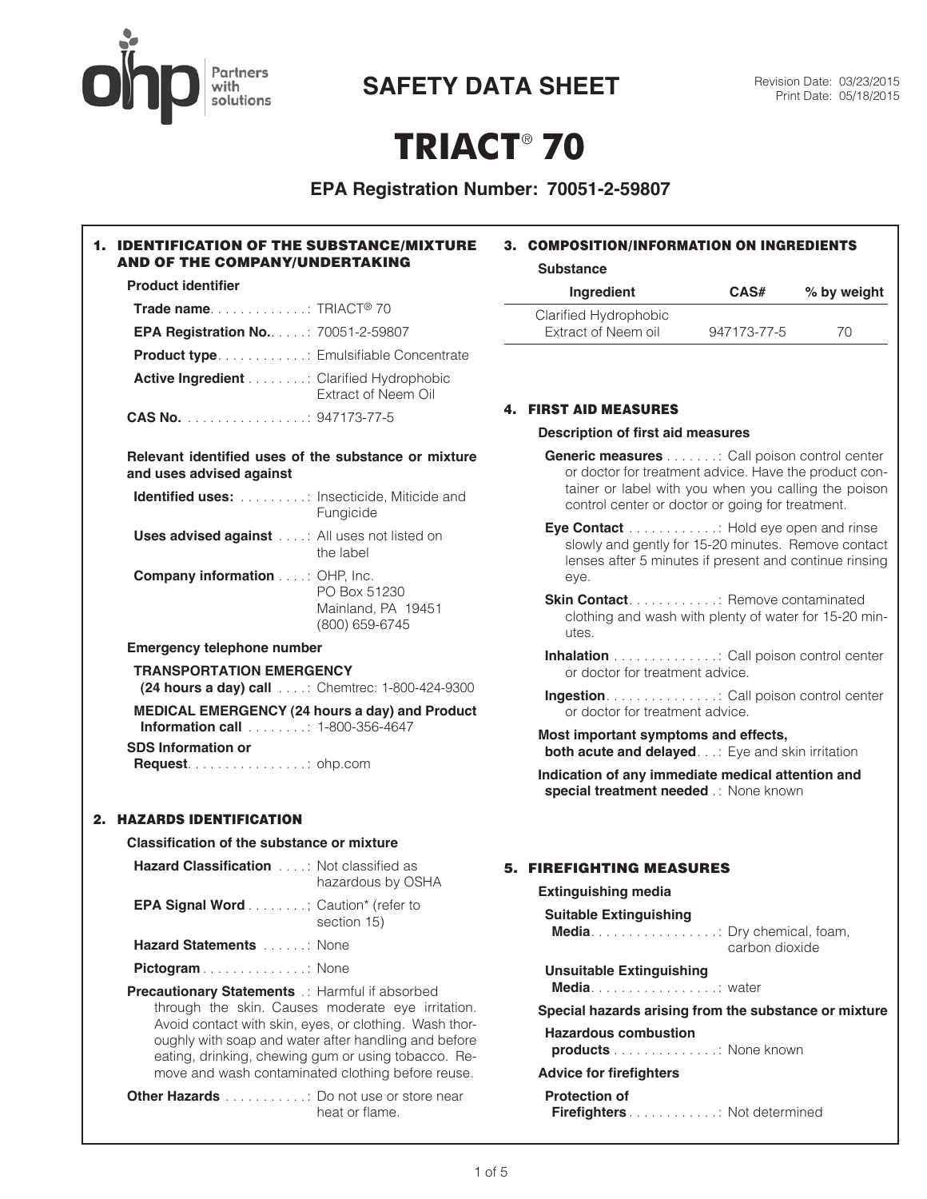Revision Date: 03/23/2015
Print Date: 05/18/2015

# SAFETY DATA SHEET

# TRIACT® 70

## EPA Registration Number: 70051-2-59807

## 1. IDENTIFICATION OF THE SUBSTANCE/MIXTURE AND OF THE COMPANY/UNDERTAKING

**Product identifier**

**Trade name**: TRIACT® 70

**EPA Registration No.**: 70051-2-59807

**Product type**: Emulsifiable Concentrate

**Active Ingredient**: Clarified Hydrophobic Extract of Neem Oil

**CAS No.**: 947173-77-5

**Relevant identified uses of the substance or mixture and uses advised against**

**Identified uses:**: Insecticide, Miticide and Fungicide

**Uses advised against**: All uses not listed on the label

**Company information**: OHP, Inc.
PO Box 51230
Mainland, PA 19451
(800) 659-6745

**Emergency telephone number**

**TRANSPORTATION EMERGENCY (24 hours a day) call**: Chemtrec: 1-800-424-9300

**MEDICAL EMERGENCY (24 hours a day) and Product Information call**: 1-800-356-4647

**SDS Information or Request**: ohp.com

## 2. HAZARDS IDENTIFICATION

**Classification of the substance or mixture**

**Hazard Classification**: Not classified as hazardous by OSHA

**EPA Signal Word**; Caution* (refer to section 15)

**Hazard Statements**: None

**Pictogram**: None

**Precautionary Statements**: Harmful if absorbed through the skin. Causes moderate eye irritation. Avoid contact with skin, eyes, or clothing. Wash thoroughly with soap and water after handling and before eating, drinking, chewing gum or using tobacco. Remove and wash contaminated clothing before reuse.

**Other Hazards**: Do not use or store near heat or flame.

## 3. COMPOSITION/INFORMATION ON INGREDIENTS

**Substance**

| Ingredient | CAS# | % by weight |
|---|---|---|
| Clarified Hydrophobic Extract of Neem oil | 947173-77-5 | 70 |

## 4. FIRST AID MEASURES

**Description of first aid measures**

**Generic measures**: Call poison control center or doctor for treatment advice. Have the product container or label with you when you calling the poison control center or doctor or going for treatment.

**Eye Contact**: Hold eye open and rinse slowly and gently for 15-20 minutes. Remove contact lenses after 5 minutes if present and continue rinsing eye.

**Skin Contact**: Remove contaminated clothing and wash with plenty of water for 15-20 minutes.

**Inhalation**: Call poison control center or doctor for treatment advice.

**Ingestion**: Call poison control center or doctor for treatment advice.

**Most important symptoms and effects, both acute and delayed**: Eye and skin irritation

**Indication of any immediate medical attention and special treatment needed**: None known

## 5. FIREFIGHTING MEASURES

**Extinguishing media**

**Suitable Extinguishing Media**: Dry chemical, foam, carbon dioxide

**Unsuitable Extinguishing Media**: water

**Special hazards arising from the substance or mixture**

**Hazardous combustion products**: None known

**Advice for firefighters**

**Protection of Firefighters**: Not determined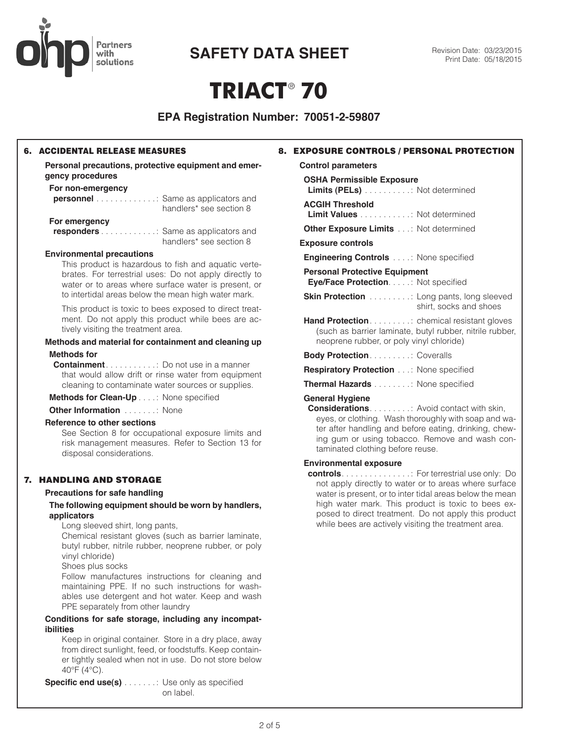# SAFETY DATA SHEET

Revision Date: 03/23/2015
Print Date: 05/18/2015

# TRIACT® 70

## EPA Registration Number: 70051-2-59807

## 6. ACCIDENTAL RELEASE MEASURES

**Personal precautions, protective equipment and emergency procedures**

**For non-emergency personnel**: Same as applicators and handlers* see section 8

**For emergency responders**: Same as applicators and handlers* see section 8

**Environmental precautions**

This product is hazardous to fish and aquatic vertebrates. For terrestrial uses: Do not apply directly to water or to areas where surface water is present, or to intertidal areas below the mean high water mark.

This product is toxic to bees exposed to direct treatment. Do not apply this product while bees are actively visiting the treatment area.

**Methods and material for containment and cleaning up**

**Methods for Containment**: Do not use in a manner that would allow drift or rinse water from equipment cleaning to contaminate water sources or supplies.

**Methods for Clean-Up**: None specified

**Other Information**: None

**Reference to other sections**

See Section 8 for occupational exposure limits and risk management measures. Refer to Section 13 for disposal considerations.

## 7. HANDLING AND STORAGE

**Precautions for safe handling**

**The following equipment should be worn by handlers, applicators**

Long sleeved shirt, long pants,
Chemical resistant gloves (such as barrier laminate, butyl rubber, nitrile rubber, neoprene rubber, or poly vinyl chloride)
Shoes plus socks
Follow manufactures instructions for cleaning and maintaining PPE. If no such instructions for washables use detergent and hot water. Keep and wash PPE separately from other laundry

**Conditions for safe storage, including any incompatibilities**

Keep in original container. Store in a dry place, away from direct sunlight, feed, or foodstuffs. Keep container tightly sealed when not in use. Do not store below 40°F (4°C).

**Specific end use(s)**: Use only as specified on label.

## 8. EXPOSURE CONTROLS / PERSONAL PROTECTION

**Control parameters**

**OSHA Permissible Exposure Limits (PELs)**: Not determined

**ACGIH Threshold Limit Values**: Not determined

**Other Exposure Limits**: Not determined

**Exposure controls**

**Engineering Controls**: None specified

**Personal Protective Equipment**

**Eye/Face Protection**: Not specified

**Skin Protection**: Long pants, long sleeved shirt, socks and shoes

**Hand Protection**: chemical resistant gloves (such as barrier laminate, butyl rubber, nitrile rubber, neoprene rubber, or poly vinyl chloride)

**Body Protection**: Coveralls

**Respiratory Protection**: None specified

**Thermal Hazards**: None specified

**General Hygiene Considerations**: Avoid contact with skin, eyes, or clothing. Wash thoroughly with soap and water after handling and before eating, drinking, chewing gum or using tobacco. Remove and wash contaminated clothing before reuse.

**Environmental exposure controls**: For terrestrial use only: Do not apply directly to water or to areas where surface water is present, or to inter tidal areas below the mean high water mark. This product is toxic to bees exposed to direct treatment. Do not apply this product while bees are actively visiting the treatment area.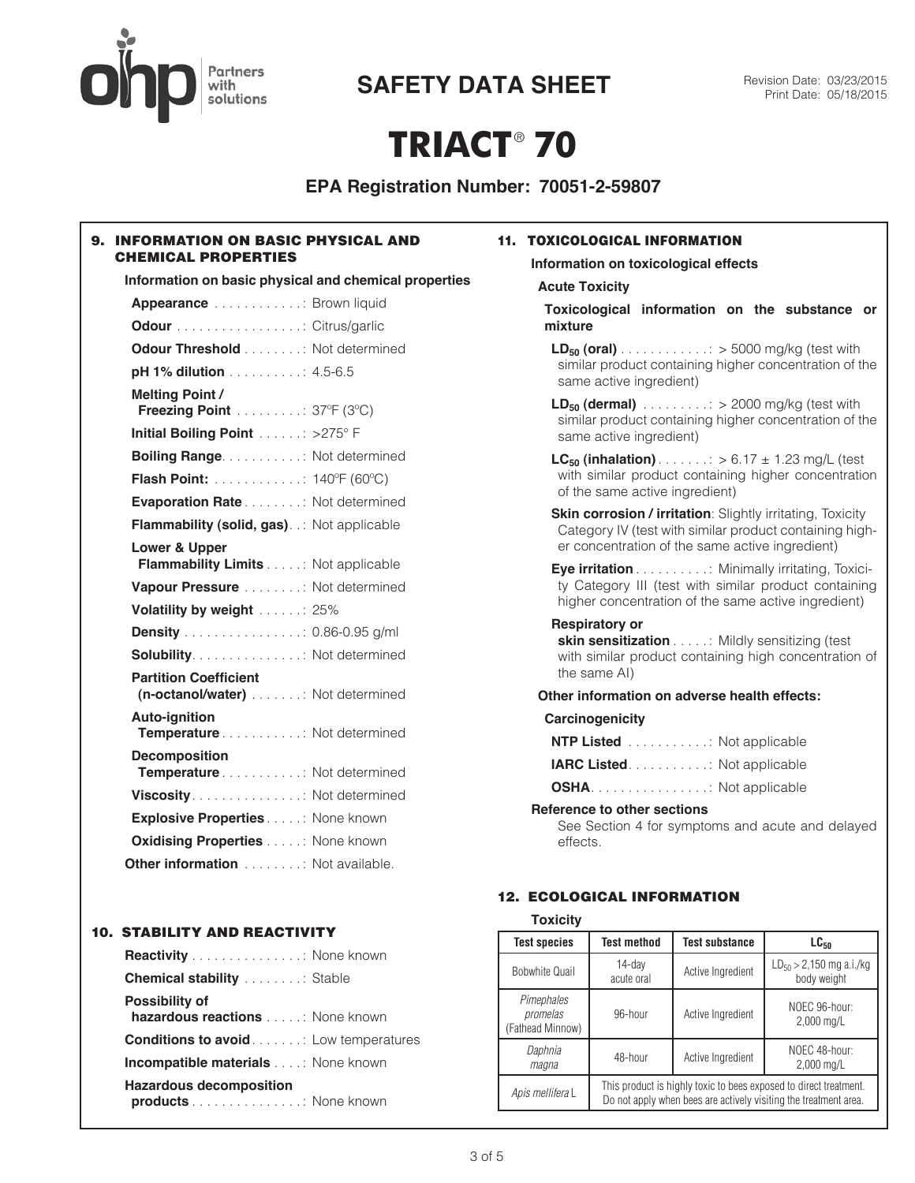# SAFETY DATA SHEET

Revision Date: 03/23/2015
Print Date: 05/18/2015

# TRIACT® 70

**EPA Registration Number: 70051-2-59807**

## 9. INFORMATION ON BASIC PHYSICAL AND CHEMICAL PROPERTIES

**Information on basic physical and chemical properties**

- **Appearance**: Brown liquid
- **Odour**: Citrus/garlic
- **Odour Threshold**: Not determined
- **pH 1% dilution**: 4.5-6.5
- **Melting Point / Freezing Point**: 37ºF (3ºC)
- **Initial Boiling Point**: >275° F
- **Boiling Range**: Not determined
- **Flash Point:**: 140ºF (60ºC)
- **Evaporation Rate**: Not determined
- **Flammability (solid, gas)**: Not applicable
- **Lower & Upper Flammability Limits**: Not applicable
- **Vapour Pressure**: Not determined
- **Volatility by weight**: 25%
- **Density**: 0.86-0.95 g/ml
- **Solubility**: Not determined
- **Partition Coefficient (n-octanol/water)**: Not determined
- **Auto-ignition Temperature**: Not determined
- **Decomposition Temperature**: Not determined
- **Viscosity**: Not determined
- **Explosive Properties**: None known
- **Oxidising Properties**: None known

**Other information**: Not available.

## 10. STABILITY AND REACTIVITY

- **Reactivity**: None known
- **Chemical stability**: Stable
- **Possibility of hazardous reactions**: None known
- **Conditions to avoid**: Low temperatures
- **Incompatible materials**: None known
- **Hazardous decomposition products**: None known

## 11. TOXICOLOGICAL INFORMATION

**Information on toxicological effects**

**Acute Toxicity**

**Toxicological information on the substance or mixture**

- **$LD_{50}$ (oral)**: > 5000 mg/kg (test with similar product containing higher concentration of the same active ingredient)
- **$LD_{50}$ (dermal)**: > 2000 mg/kg (test with similar product containing higher concentration of the same active ingredient)
- **$LC_{50}$ (inhalation)**: > 6.17 ± 1.23 mg/L (test with similar product containing higher concentration of the same active ingredient)
- **Skin corrosion / irritation**: Slightly irritating, Toxicity Category IV (test with similar product containing higher concentration of the same active ingredient)
- **Eye irritation**: Minimally irritating, Toxicity Category III (test with similar product containing higher concentration of the same active ingredient)
- **Respiratory or skin sensitization**: Mildly sensitizing (test with similar product containing high concentration of the same AI)

**Other information on adverse health effects:**

**Carcinogenicity**

- **NTP Listed**: Not applicable
- **IARC Listed**: Not applicable
- **OSHA**: Not applicable

**Reference to other sections**

See Section 4 for symptoms and acute and delayed effects.

## 12. ECOLOGICAL INFORMATION

**Toxicity**

| Test species | Test method | Test substance | $LC_{50}$ |
|---|---|---|---|
| Bobwhite Quail | 14-day acute oral | Active Ingredient | $LD_{50}$ > 2,150 mg a.i./kg body weight |
| *Pimephales promelas* (Fathead Minnow) | 96-hour | Active Ingredient | NOEC 96-hour: 2,000 mg/L |
| *Daphnia magna* | 48-hour | Active Ingredient | NOEC 48-hour: 2,000 mg/L |
| *Apis mellifera* L | This product is highly toxic to bees exposed to direct treatment. Do not apply when bees are actively visiting the treatment area. | | |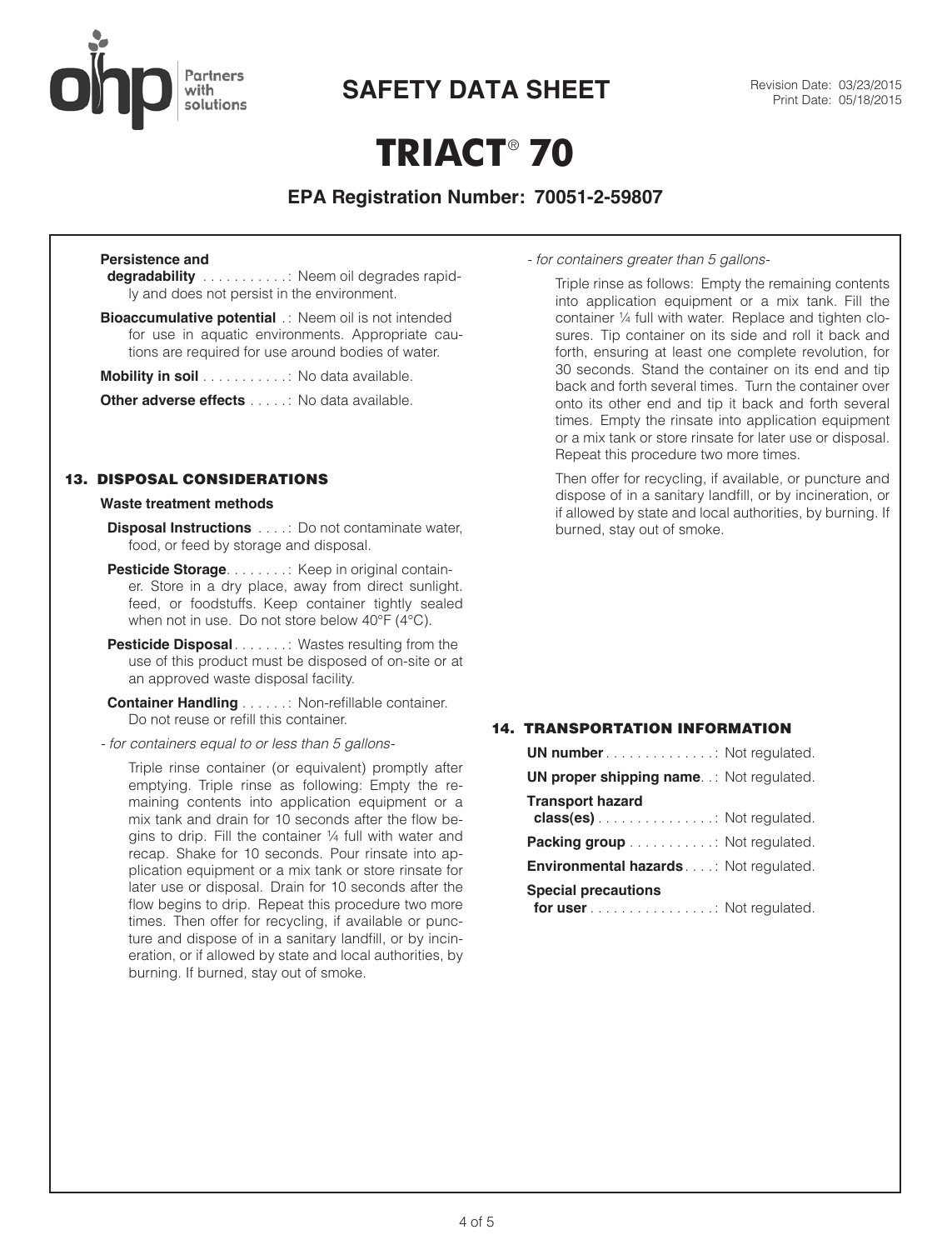**Persistence and degradability**: Neem oil degrades rapidly and does not persist in the environment.

**Bioaccumulative potential**: Neem oil is not intended for use in aquatic environments. Appropriate cautions are required for use around bodies of water.

**Mobility in soil**: No data available.

**Other adverse effects**: No data available.

## 13. DISPOSAL CONSIDERATIONS

### Waste treatment methods

**Disposal Instructions**: Do not contaminate water, food, or feed by storage and disposal.

**Pesticide Storage**: Keep in original container. Store in a dry place, away from direct sunlight. feed, or foodstuffs. Keep container tightly sealed when not in use. Do not store below 40°F (4°C).

**Pesticide Disposal**: Wastes resulting from the use of this product must be disposed of on-site or at an approved waste disposal facility.

**Container Handling**: Non-refillable container. Do not reuse or refill this container.

*- for containers equal to or less than 5 gallons-*

Triple rinse container (or equivalent) promptly after emptying. Triple rinse as following: Empty the remaining contents into application equipment or a mix tank and drain for 10 seconds after the flow begins to drip. Fill the container ¼ full with water and recap. Shake for 10 seconds. Pour rinsate into application equipment or a mix tank or store rinsate for later use or disposal. Drain for 10 seconds after the flow begins to drip. Repeat this procedure two more times. Then offer for recycling, if available or puncture and dispose of in a sanitary landfill, or by incineration, or if allowed by state and local authorities, by burning. If burned, stay out of smoke.

*- for containers greater than 5 gallons-*

Triple rinse as follows: Empty the remaining contents into application equipment or a mix tank. Fill the container ¼ full with water. Replace and tighten closures. Tip container on its side and roll it back and forth, ensuring at least one complete revolution, for 30 seconds. Stand the container on its end and tip back and forth several times. Turn the container over onto its other end and tip it back and forth several times. Empty the rinsate into application equipment or a mix tank or store rinsate for later use or disposal. Repeat this procedure two more times.

Then offer for recycling, if available, or puncture and dispose of in a sanitary landfill, or by incineration, or if allowed by state and local authorities, by burning. If burned, stay out of smoke.

## 14. TRANSPORTATION INFORMATION

**UN number**: Not regulated.

**UN proper shipping name**: Not regulated.

**Transport hazard class(es)**: Not regulated.

**Packing group**: Not regulated.

**Environmental hazards**: Not regulated.

**Special precautions for user**: Not regulated.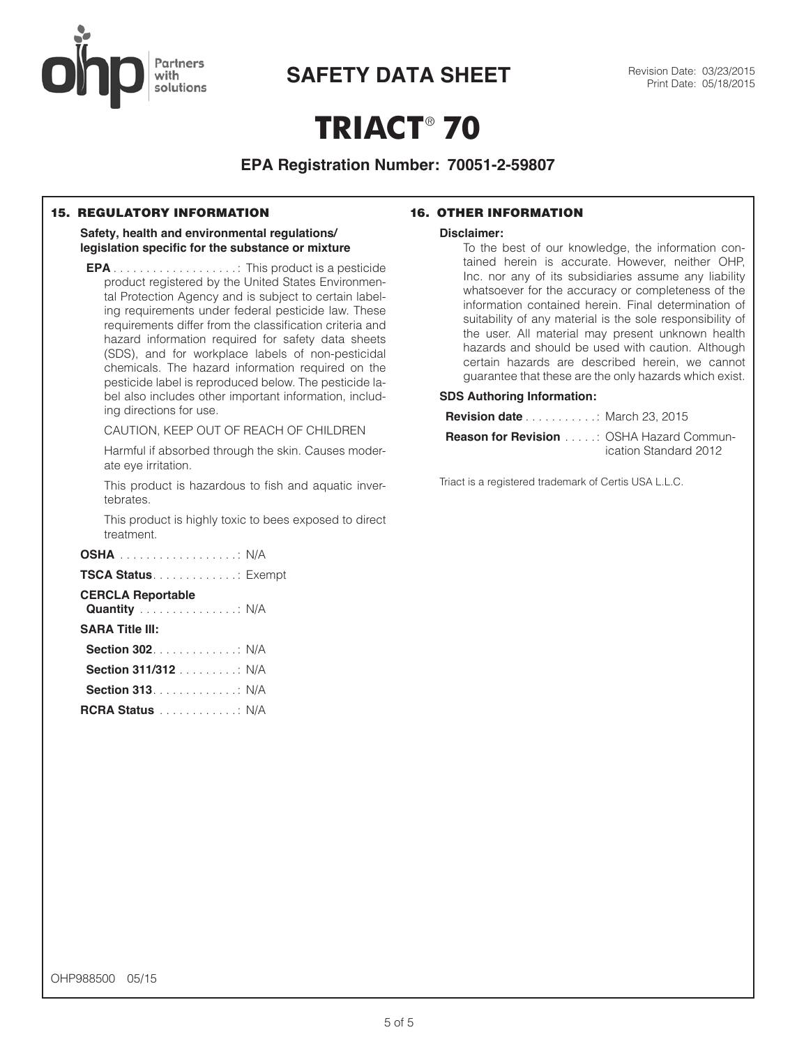SAFETY DATA SHEET

Revision Date: 03/23/2015
Print Date: 05/18/2015

# TRIACT® 70

**EPA Registration Number: 70051-2-59807**

## 15. REGULATORY INFORMATION

**Safety, health and environmental regulations/ legislation specific for the substance or mixture**

**EPA** . . . . . . . . . . . . . . . . . . .: This product is a pesticide product registered by the United States Environmental Protection Agency and is subject to certain labeling requirements under federal pesticide law. These requirements differ from the classification criteria and hazard information required for safety data sheets (SDS), and for workplace labels of non-pesticidal chemicals. The hazard information required on the pesticide label is reproduced below. The pesticide label also includes other important information, including directions for use.

CAUTION, KEEP OUT OF REACH OF CHILDREN

Harmful if absorbed through the skin. Causes moderate eye irritation.

This product is hazardous to fish and aquatic invertebrates.

This product is highly toxic to bees exposed to direct treatment.

**OSHA** . . . . . . . . . . . . . . . . . .: N/A

**TSCA Status**. . . . . . . . . . . . .: Exempt

**CERCLA Reportable Quantity** . . . . . . . . . . . . . . .: N/A

**SARA Title III:**

**Section 302**. . . . . . . . . . . . .: N/A

**Section 311/312** . . . . . . . . .: N/A

**Section 313**. . . . . . . . . . . . .: N/A

**RCRA Status** . . . . . . . . . . . .: N/A

## 16. OTHER INFORMATION

**Disclaimer:**

To the best of our knowledge, the information contained herein is accurate. However, neither OHP, Inc. nor any of its subsidiaries assume any liability whatsoever for the accuracy or completeness of the information contained herein. Final determination of suitability of any material is the sole responsibility of the user. All material may present unknown health hazards and should be used with caution. Although certain hazards are described herein, we cannot guarantee that these are the only hazards which exist.

**SDS Authoring Information:**

**Revision date** . . . . . . . . . . .: March 23, 2015

**Reason for Revision** . . . . .: OSHA Hazard Communication Standard 2012

Triact is a registered trademark of Certis USA L.L.C.

OHP988500 05/15